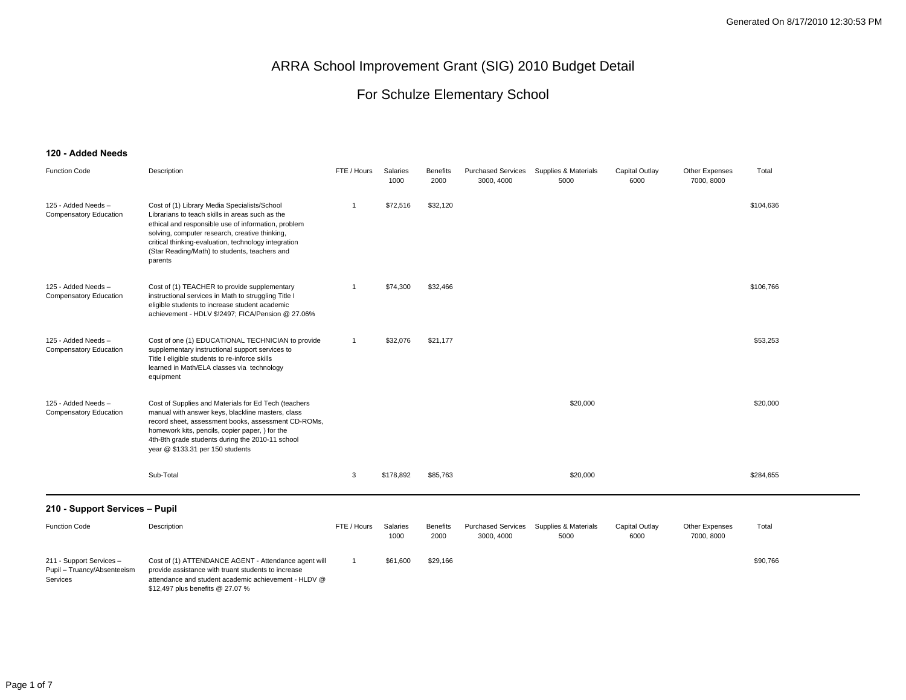# ARRA School Improvement Grant (SIG) 2010 Budget Detail

## For Schulze Elementary School

### 120 - Added Needs

| Function Code | Description | FTE / Hours | Salaries 1000 | Benefits 2000 | Purchased Services 3000, 4000 | Supplies & Materials 5000 | Capital Outlay 6000 | Other Expenses 7000, 8000 | Total |
|---|---|---|---|---|---|---|---|---|---|
| 125 - Added Needs – Compensatory Education | Cost of (1) Library Media Specialists/School Librarians to teach skills in areas such as the ethical and responsible use of information, problem solving, computer research, creative thinking, critical thinking-evaluation, technology integration (Star Reading/Math) to students, teachers and parents | 1 | $72,516 | $32,120 | | | | | $104,636 |
| 125 - Added Needs – Compensatory Education | Cost of (1) TEACHER to provide supplementary instructional services in Math to struggling Title I eligible students to increase student academic achievement - HDLV $!2497; FICA/Pension @ 27.06% | 1 | $74,300 | $32,466 | | | | | $106,766 |
| 125 - Added Needs – Compensatory Education | Cost of one (1) EDUCATIONAL TECHNICIAN to provide supplementary instructional support services to Title I eligible students to re-inforce skills learned in Math/ELA classes via technology equipment | 1 | $32,076 | $21,177 | | | | | $53,253 |
| 125 - Added Needs – Compensatory Education | Cost of Supplies and Materials for Ed Tech (teachers manual with answer keys, blackline masters, class record sheet, assessment books, assessment CD-ROMs, homework kits, pencils, copier paper, ) for the 4th-8th grade students during the 2010-11 school year @ $133.31 per 150 students | | | | | $20,000 | | | $20,000 |
| | Sub-Total | 3 | $178,892 | $85,763 | | $20,000 | | | $284,655 |

### 210 - Support Services – Pupil

| Function Code | Description | FTE / Hours | Salaries 1000 | Benefits 2000 | Purchased Services 3000, 4000 | Supplies & Materials 5000 | Capital Outlay 6000 | Other Expenses 7000, 8000 | Total |
|---|---|---|---|---|---|---|---|---|---|
| 211 - Support Services – Pupil – Truancy/Absenteeism Services | Cost of (1) ATTENDANCE AGENT - Attendance agent will provide assistance with truant students to increase attendance and student academic achievement - HLDV @ $12,497 plus benefits @ 27.07 % | 1 | $61,600 | $29,166 | | | | | $90,766 |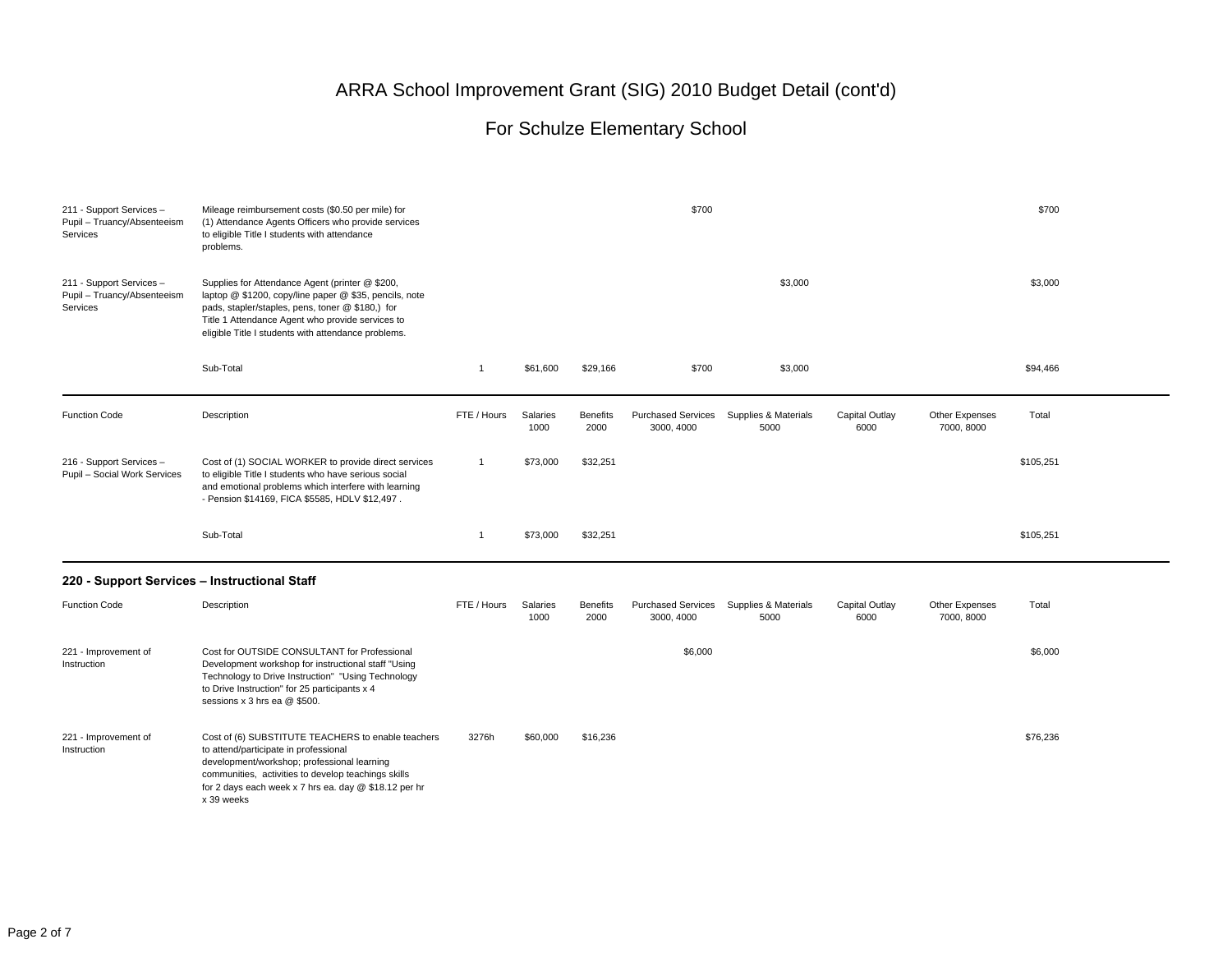# ARRA School Improvement Grant (SIG) 2010 Budget Detail (cont'd)

## For Schulze Elementary School

| Function Code | Description | FTE / Hours | Salaries 1000 | Benefits 2000 | Purchased Services 3000, 4000 | Supplies & Materials 5000 | Capital Outlay 6000 | Other Expenses 7000, 8000 | Total |
|---|---|---|---|---|---|---|---|---|---|
| 211 - Support Services – Pupil – Truancy/Absenteeism Services | Mileage reimbursement costs ($0.50 per mile) for (1) Attendance Agents Officers who provide services to eligible Title I students with attendance problems. | | | | $700 | | | | $700 |
| 211 - Support Services – Pupil – Truancy/Absenteeism Services | Supplies for Attendance Agent (printer @ $200, laptop @ $1200, copy/line paper @ $35, pencils, note pads, stapler/staples, pens, toner @ $180,) for Title 1 Attendance Agent who provide services to eligible Title I students with attendance problems. | | | | | $3,000 | | | $3,000 |
| | Sub-Total | 1 | $61,600 | $29,166 | $700 | $3,000 | | | $94,466 |

| Function Code | Description | FTE / Hours | Salaries 1000 | Benefits 2000 | Purchased Services 3000, 4000 | Supplies & Materials 5000 | Capital Outlay 6000 | Other Expenses 7000, 8000 | Total |
|---|---|---|---|---|---|---|---|---|---|
| 216 - Support Services – Pupil – Social Work Services | Cost of (1) SOCIAL WORKER to provide direct services to eligible Title I students who have serious social and emotional problems which interfere with learning - Pension $14169, FICA $5585, HDLV $12,497 . | 1 | $73,000 | $32,251 | | | | | $105,251 |
| | Sub-Total | 1 | $73,000 | $32,251 | | | | | $105,251 |

**220 - Support Services – Instructional Staff**

| Function Code | Description | FTE / Hours | Salaries 1000 | Benefits 2000 | Purchased Services 3000, 4000 | Supplies & Materials 5000 | Capital Outlay 6000 | Other Expenses 7000, 8000 | Total |
|---|---|---|---|---|---|---|---|---|---|
| 221 - Improvement of Instruction | Cost for OUTSIDE CONSULTANT for Professional Development workshop for instructional staff "Using Technology to Drive Instruction" "Using Technology to Drive Instruction" for 25 participants x 4 sessions x 3 hrs ea @ $500. | | | | $6,000 | | | | $6,000 |
| 221 - Improvement of Instruction | Cost of (6) SUBSTITUTE TEACHERS to enable teachers to attend/participate in professional development/workshop; professional learning communities, activities to develop teachings skills for 2 days each week x 7 hrs ea. day @ $18.12 per hr x 39 weeks | 3276h | $60,000 | $16,236 | | | | | $76,236 |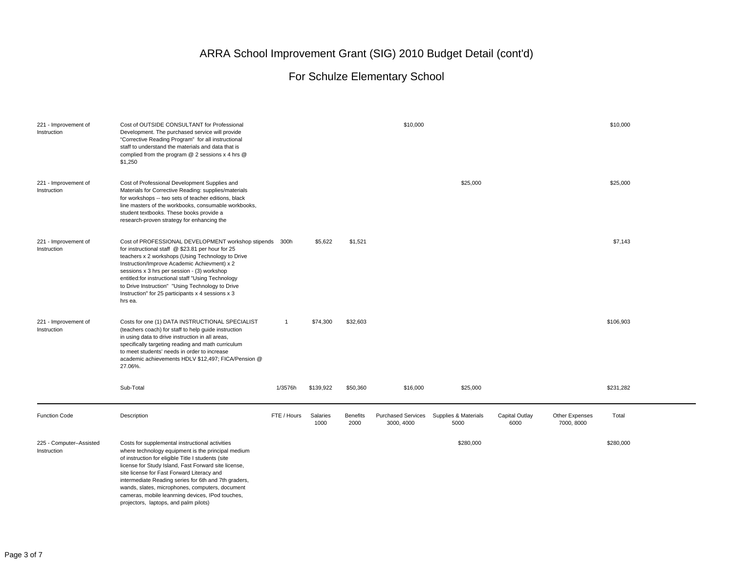# ARRA School Improvement Grant (SIG) 2010 Budget Detail (cont'd)

## For Schulze Elementary School

| Function Code | Description | FTE / Hours | Salaries 1000 | Benefits 2000 | Purchased Services 3000, 4000 | Supplies & Materials 5000 | Capital Outlay 6000 | Other Expenses 7000, 8000 | Total |
|---|---|---|---|---|---|---|---|---|---|
| 221 - Improvement of Instruction | Cost of OUTSIDE CONSULTANT for Professional Development. The purchased service will provide "Corrective Reading Program" for all instructional staff to understand the materials and data that is complied from the program @ 2 sessions x 4 hrs @ $1,250 | | | | $10,000 | | | | $10,000 |
| 221 - Improvement of Instruction | Cost of Professional Development Supplies and Materials for Corrective Reading: supplies/materials for workshops -- two sets of teacher editions, black line masters of the workbooks, consumable workbooks, student textbooks. These books provide a research-proven strategy for enhancing the | | | | | $25,000 | | | $25,000 |
| 221 - Improvement of Instruction | Cost of PROFESSIONAL DEVELOPMENT workshop stipends for instructional staff @ $23.81 per hour for 25 teachers x 2 workshops (Using Technology to Drive Instruction/Improve Academic Achievment) x 2 sessions x 3 hrs per session - (3) workshop entitled:for instructional staff "Using Technology to Drive Instruction" "Using Technology to Drive Instruction" for 25 participants x 4 sessions x 3 hrs ea. | 300h | $5,622 | $1,521 | | | | | $7,143 |
| 221 - Improvement of Instruction | Costs for one (1) DATA INSTRUCTIONAL SPECIALIST (teachers coach) for staff to help guide instruction in using data to drive instruction in all areas, specifically targeting reading and math curriculum to meet students' needs in order to increase academic achievements HDLV $12,497; FICA/Pension @ 27.06%. | 1 | $74,300 | $32,603 | | | | | $106,903 |
| | Sub-Total | 1/3576h | $139,922 | $50,360 | $16,000 | $25,000 | | | $231,282 |

| Function Code | Description | FTE / Hours | Salaries 1000 | Benefits 2000 | Purchased Services 3000, 4000 | Supplies & Materials 5000 | Capital Outlay 6000 | Other Expenses 7000, 8000 | Total |
|---|---|---|---|---|---|---|---|---|---|
| 225 - Computer–Assisted Instruction | Costs for supplemental instructional activities where technology equipment is the principal medium of instruction for eligible Title I students (site license for Study Island, Fast Forward site license, site license for Fast Forward Literacy and intermediate Reading series for 6th and 7th graders, wands, slates, microphones, computers, document cameras, mobile leanrning devices, IPod touches, projectors, laptops, and palm pilots) | | | | | $280,000 | | | $280,000 |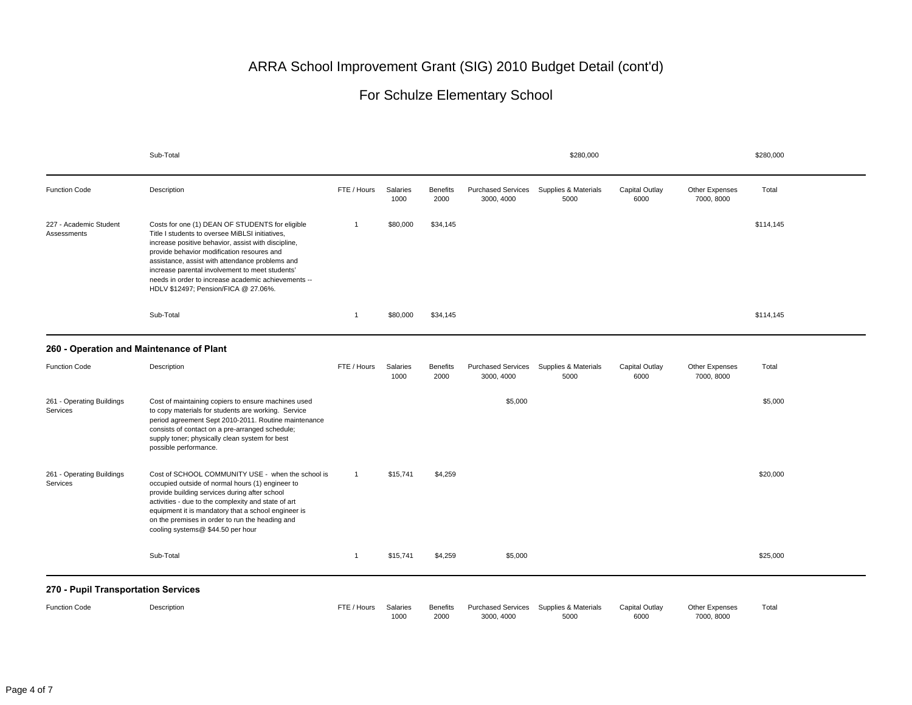# ARRA School Improvement Grant (SIG) 2010 Budget Detail (cont'd)

## For Schulze Elementary School

| | Sub-Total | | | | | $280,000 | | | $280,000 |
|---|---|---|---|---|---|---|---|---|---|

| Function Code | Description | FTE / Hours | Salaries 1000 | Benefits 2000 | Purchased Services 3000, 4000 | Supplies & Materials 5000 | Capital Outlay 6000 | Other Expenses 7000, 8000 | Total |
|---|---|---|---|---|---|---|---|---|---|
| 227 - Academic Student Assessments | Costs for one (1) DEAN OF STUDENTS for eligible Title I students to oversee MiBLSI initiatives, increase positive behavior, assist with discipline, provide behavior modification resoures and assistance, assist with attendance problems and increase parental involvement to meet students' needs in order to increase academic achievements -- HDLV $12497; Pension/FICA @ 27.06%. | 1 | $80,000 | $34,145 | | | | | $114,145 |
| | Sub-Total | 1 | $80,000 | $34,145 | | | | | $114,145 |

### 260 - Operation and Maintenance of Plant

| Function Code | Description | FTE / Hours | Salaries 1000 | Benefits 2000 | Purchased Services 3000, 4000 | Supplies & Materials 5000 | Capital Outlay 6000 | Other Expenses 7000, 8000 | Total |
|---|---|---|---|---|---|---|---|---|---|
| 261 - Operating Buildings Services | Cost of maintaining copiers to ensure machines used to copy materials for students are working. Service period agreement Sept 2010-2011. Routine maintenance consists of contact on a pre-arranged schedule; supply toner; physically clean system for best possible performance. | | | | $5,000 | | | | $5,000 |
| 261 - Operating Buildings Services | Cost of SCHOOL COMMUNITY USE - when the school is occupied outside of normal hours (1) engineer to provide building services during after school activities - due to the complexity and state of art equipment it is mandatory that a school engineer is on the premises in order to run the heading and cooling systems@ $44.50 per hour | 1 | $15,741 | $4,259 | | | | | $20,000 |
| | Sub-Total | 1 | $15,741 | $4,259 | $5,000 | | | | $25,000 |

### 270 - Pupil Transportation Services

| Function Code | Description | FTE / Hours | Salaries 1000 | Benefits 2000 | Purchased Services 3000, 4000 | Supplies & Materials 5000 | Capital Outlay 6000 | Other Expenses 7000, 8000 | Total |
|---|---|---|---|---|---|---|---|---|---|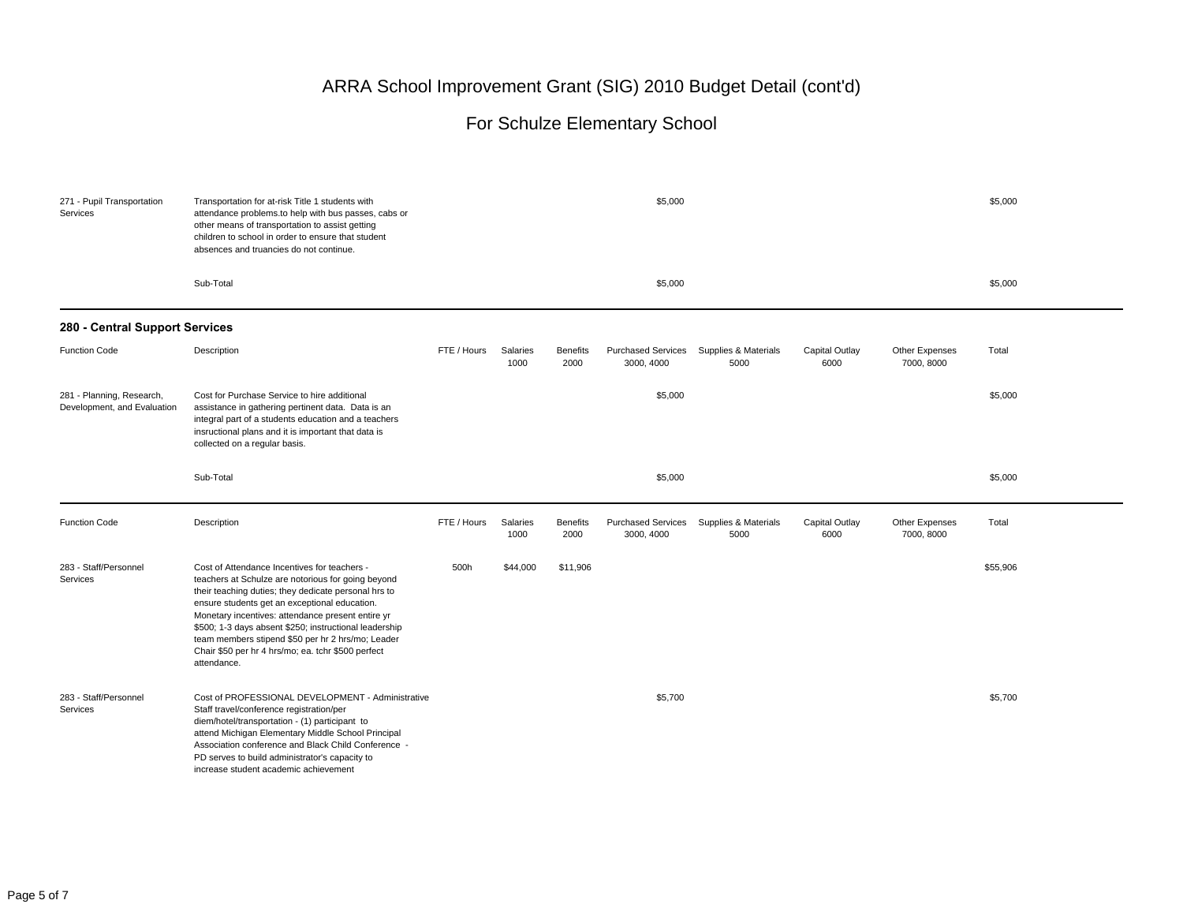# ARRA School Improvement Grant (SIG) 2010 Budget Detail (cont'd)

## For Schulze Elementary School

| | | | | | | | | | |
|---|---|---|---|---|---|---|---|---|---|
| 271 - Pupil Transportation Services | Transportation for at-risk Title 1 students with attendance problems.to help with bus passes, cabs or other means of transportation to assist getting children to school in order to ensure that student absences and truancies do not continue. | | | | $5,000 | | | | $5,000 |
| | Sub-Total | | | | $5,000 | | | | $5,000 |

### 280 - Central Support Services

| Function Code | Description | FTE / Hours | Salaries 1000 | Benefits 2000 | Purchased Services 3000, 4000 | Supplies & Materials 5000 | Capital Outlay 6000 | Other Expenses 7000, 8000 | Total |
|---|---|---|---|---|---|---|---|---|---|
| 281 - Planning, Research, Development, and Evaluation | Cost for Purchase Service to hire additional assistance in gathering pertinent data. Data is an integral part of a students education and a teachers insructional plans and it is important that data is collected on a regular basis. | | | | $5,000 | | | | $5,000 |
| | Sub-Total | | | | $5,000 | | | | $5,000 |

| Function Code | Description | FTE / Hours | Salaries 1000 | Benefits 2000 | Purchased Services 3000, 4000 | Supplies & Materials 5000 | Capital Outlay 6000 | Other Expenses 7000, 8000 | Total |
|---|---|---|---|---|---|---|---|---|---|
| 283 - Staff/Personnel Services | Cost of Attendance Incentives for teachers - teachers at Schulze are notorious for going beyond their teaching duties; they dedicate personal hrs to ensure students get an exceptional education. Monetary incentives: attendance present entire yr $500; 1-3 days absent $250; instructional leadership team members stipend $50 per hr 2 hrs/mo; Leader Chair $50 per hr 4 hrs/mo; ea. tchr $500 perfect attendance. | 500h | $44,000 | $11,906 | | | | | $55,906 |
| 283 - Staff/Personnel Services | Cost of PROFESSIONAL DEVELOPMENT - Administrative Staff travel/conference registration/per diem/hotel/transportation - (1) participant to attend Michigan Elementary Middle School Principal Association conference and Black Child Conference - PD serves to build administrator's capacity to increase student academic achievement | | | | $5,700 | | | | $5,700 |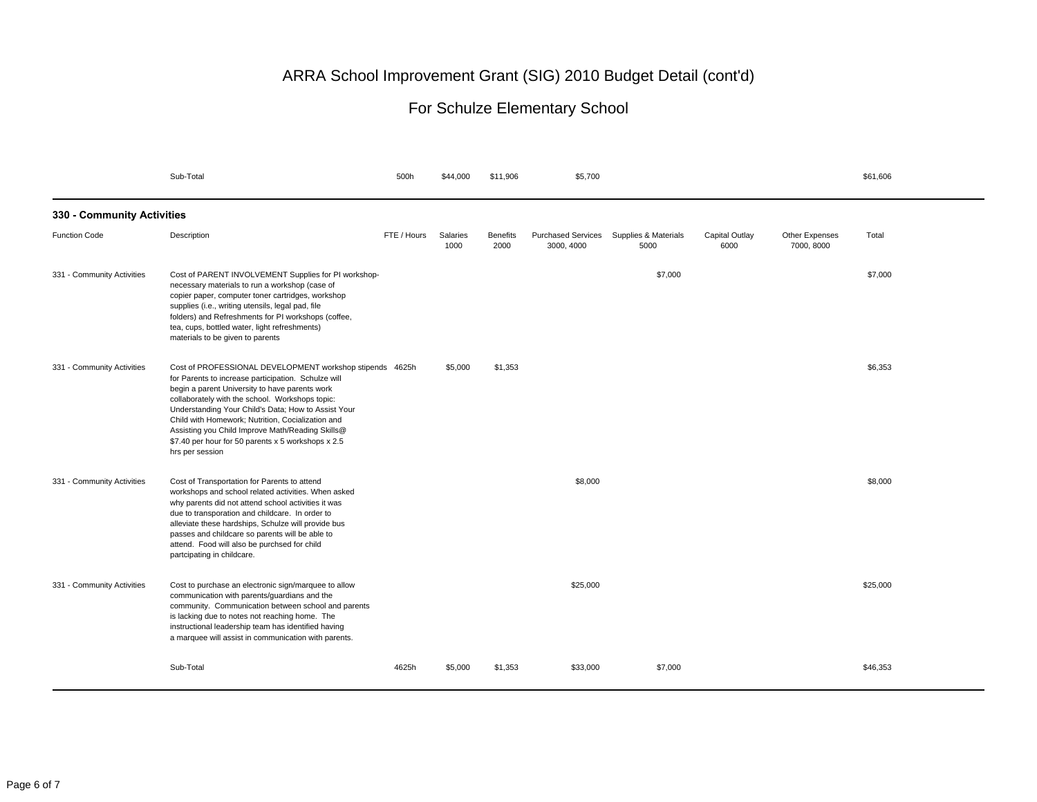# ARRA School Improvement Grant (SIG) 2010 Budget Detail (cont'd)

## For Schulze Elementary School

| | Sub-Total | 500h | $44,000 | $11,906 | $5,700 | | | | $61,606 |
|---|---|---|---|---|---|---|---|---|---|

### 330 - Community Activities

| Function Code | Description | FTE / Hours | Salaries 1000 | Benefits 2000 | Purchased Services 3000, 4000 | Supplies & Materials 5000 | Capital Outlay 6000 | Other Expenses 7000, 8000 | Total |
|---|---|---|---|---|---|---|---|---|---|
| 331 - Community Activities | Cost of PARENT INVOLVEMENT Supplies for PI workshop- necessary materials to run a workshop (case of copier paper, computer toner cartridges, workshop supplies (i.e., writing utensils, legal pad, file folders) and Refreshments for PI workshops (coffee, tea, cups, bottled water, light refreshments) materials to be given to parents | | | | | $7,000 | | | $7,000 |
| 331 - Community Activities | Cost of PROFESSIONAL DEVELOPMENT workshop stipends for Parents to increase participation. Schulze will begin a parent University to have parents work collaboratively with the school. Workshops topic: Understanding Your Child's Data; How to Assist Your Child with Homework; Nutrition, Cocialization and Assisting you Child Improve Math/Reading Skills@ $7.40 per hour for 50 parents x 5 workshops x 2.5 hrs per session | 4625h | $5,000 | $1,353 | | | | | $6,353 |
| 331 - Community Activities | Cost of Transportation for Parents to attend workshops and school related activities. When asked why parents did not attend school activities it was due to transporation and childcare. In order to alleviate these hardships, Schulze will provide bus passes and childcare so parents will be able to attend. Food will also be purchsed for child partcipating in childcare. | | | | $8,000 | | | | $8,000 |
| 331 - Community Activities | Cost to purchase an electronic sign/marquee to allow communication with parents/guardians and the community. Communication between school and parents is lacking due to notes not reaching home. The instructional leadership team has identified having a marquee will assist in communication with parents. | | | | $25,000 | | | | $25,000 |
| | Sub-Total | 4625h | $5,000 | $1,353 | $33,000 | $7,000 | | | $46,353 |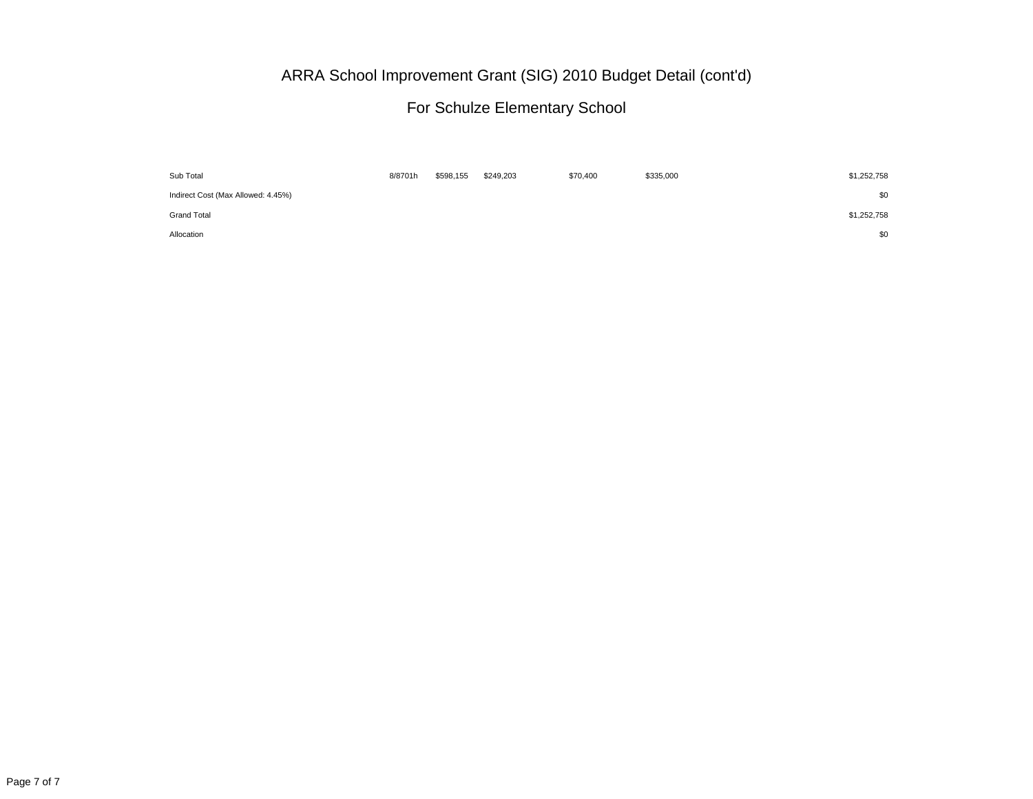# ARRA School Improvement Grant (SIG) 2010 Budget Detail (cont'd)

## For Schulze Elementary School

| | | | | | | |
|---|---|---|---|---|---|---|
| Sub Total | 8/8701h | $598,155 | $249,203 | $70,400 | $335,000 | $1,252,758 |
| Indirect Cost (Max Allowed: 4.45%) | | | | | | $0 |
| Grand Total | | | | | | $1,252,758 |
| Allocation | | | | | | $0 |